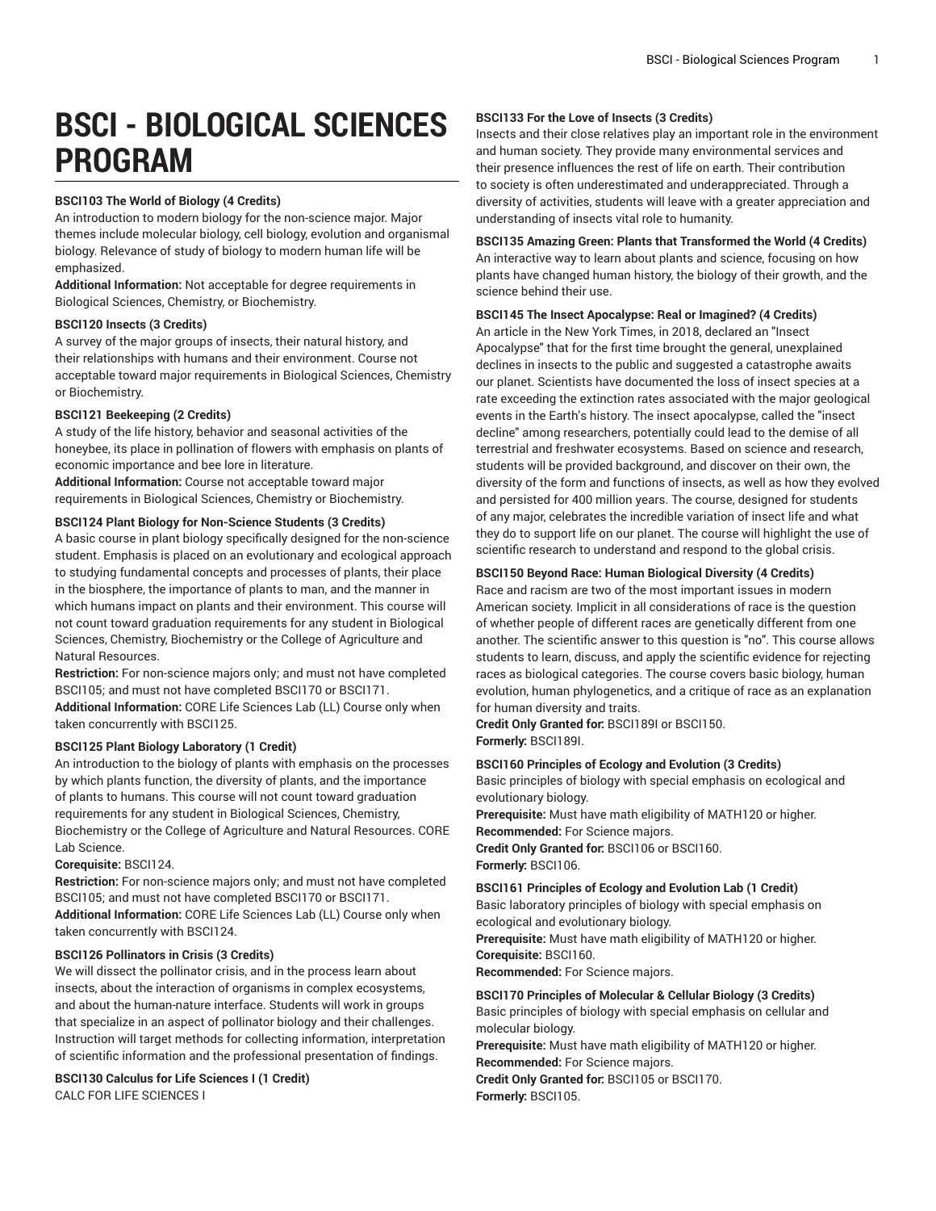# BSCI - BIOLOGICAL SCIENCES PROGRAM

**BSCI103 The World of Biology (4 Credits)**
An introduction to modern biology for the non-science major. Major themes include molecular biology, cell biology, evolution and organismal biology. Relevance of study of biology to modern human life will be emphasized.
**Additional Information:** Not acceptable for degree requirements in Biological Sciences, Chemistry, or Biochemistry.

**BSCI120 Insects (3 Credits)**
A survey of the major groups of insects, their natural history, and their relationships with humans and their environment. Course not acceptable toward major requirements in Biological Sciences, Chemistry or Biochemistry.

**BSCI121 Beekeeping (2 Credits)**
A study of the life history, behavior and seasonal activities of the honeybee, its place in pollination of flowers with emphasis on plants of economic importance and bee lore in literature.
**Additional Information:** Course not acceptable toward major requirements in Biological Sciences, Chemistry or Biochemistry.

**BSCI124 Plant Biology for Non-Science Students (3 Credits)**
A basic course in plant biology specifically designed for the non-science student. Emphasis is placed on an evolutionary and ecological approach to studying fundamental concepts and processes of plants, their place in the biosphere, the importance of plants to man, and the manner in which humans impact on plants and their environment. This course will not count toward graduation requirements for any student in Biological Sciences, Chemistry, Biochemistry or the College of Agriculture and Natural Resources.
**Restriction:** For non-science majors only; and must not have completed BSCI105; and must not have completed BSCI170 or BSCI171.
**Additional Information:** CORE Life Sciences Lab (LL) Course only when taken concurrently with BSCI125.

**BSCI125 Plant Biology Laboratory (1 Credit)**
An introduction to the biology of plants with emphasis on the processes by which plants function, the diversity of plants, and the importance of plants to humans. This course will not count toward graduation requirements for any student in Biological Sciences, Chemistry, Biochemistry or the College of Agriculture and Natural Resources. CORE Lab Science.
**Corequisite:** BSCI124.
**Restriction:** For non-science majors only; and must not have completed BSCI105; and must not have completed BSCI170 or BSCI171.
**Additional Information:** CORE Life Sciences Lab (LL) Course only when taken concurrently with BSCI124.

**BSCI126 Pollinators in Crisis (3 Credits)**
We will dissect the pollinator crisis, and in the process learn about insects, about the interaction of organisms in complex ecosystems, and about the human-nature interface. Students will work in groups that specialize in an aspect of pollinator biology and their challenges. Instruction will target methods for collecting information, interpretation of scientific information and the professional presentation of findings.

**BSCI130 Calculus for Life Sciences I (1 Credit)**
CALC FOR LIFE SCIENCES I

**BSCI133 For the Love of Insects (3 Credits)**
Insects and their close relatives play an important role in the environment and human society. They provide many environmental services and their presence influences the rest of life on earth. Their contribution to society is often underestimated and underappreciated. Through a diversity of activities, students will leave with a greater appreciation and understanding of insects vital role to humanity.

**BSCI135 Amazing Green: Plants that Transformed the World (4 Credits)**
An interactive way to learn about plants and science, focusing on how plants have changed human history, the biology of their growth, and the science behind their use.

**BSCI145 The Insect Apocalypse: Real or Imagined? (4 Credits)**
An article in the New York Times, in 2018, declared an "Insect Apocalypse" that for the first time brought the general, unexplained declines in insects to the public and suggested a catastrophe awaits our planet. Scientists have documented the loss of insect species at a rate exceeding the extinction rates associated with the major geological events in the Earth's history. The insect apocalypse, called the "insect decline" among researchers, potentially could lead to the demise of all terrestrial and freshwater ecosystems. Based on science and research, students will be provided background, and discover on their own, the diversity of the form and functions of insects, as well as how they evolved and persisted for 400 million years. The course, designed for students of any major, celebrates the incredible variation of insect life and what they do to support life on our planet. The course will highlight the use of scientific research to understand and respond to the global crisis.

**BSCI150 Beyond Race: Human Biological Diversity (4 Credits)**
Race and racism are two of the most important issues in modern American society. Implicit in all considerations of race is the question of whether people of different races are genetically different from one another. The scientific answer to this question is "no". This course allows students to learn, discuss, and apply the scientific evidence for rejecting races as biological categories. The course covers basic biology, human evolution, human phylogenetics, and a critique of race as an explanation for human diversity and traits.
**Credit Only Granted for:** BSCI189I or BSCI150.
**Formerly:** BSCI189I.

**BSCI160 Principles of Ecology and Evolution (3 Credits)**
Basic principles of biology with special emphasis on ecological and evolutionary biology.
**Prerequisite:** Must have math eligibility of MATH120 or higher.
**Recommended:** For Science majors.
**Credit Only Granted for:** BSCI106 or BSCI160.
**Formerly:** BSCI106.

**BSCI161 Principles of Ecology and Evolution Lab (1 Credit)**
Basic laboratory principles of biology with special emphasis on ecological and evolutionary biology.
**Prerequisite:** Must have math eligibility of MATH120 or higher.
**Corequisite:** BSCI160.
**Recommended:** For Science majors.

**BSCI170 Principles of Molecular & Cellular Biology (3 Credits)**
Basic principles of biology with special emphasis on cellular and molecular biology.
**Prerequisite:** Must have math eligibility of MATH120 or higher.
**Recommended:** For Science majors.
**Credit Only Granted for:** BSCI105 or BSCI170.
**Formerly:** BSCI105.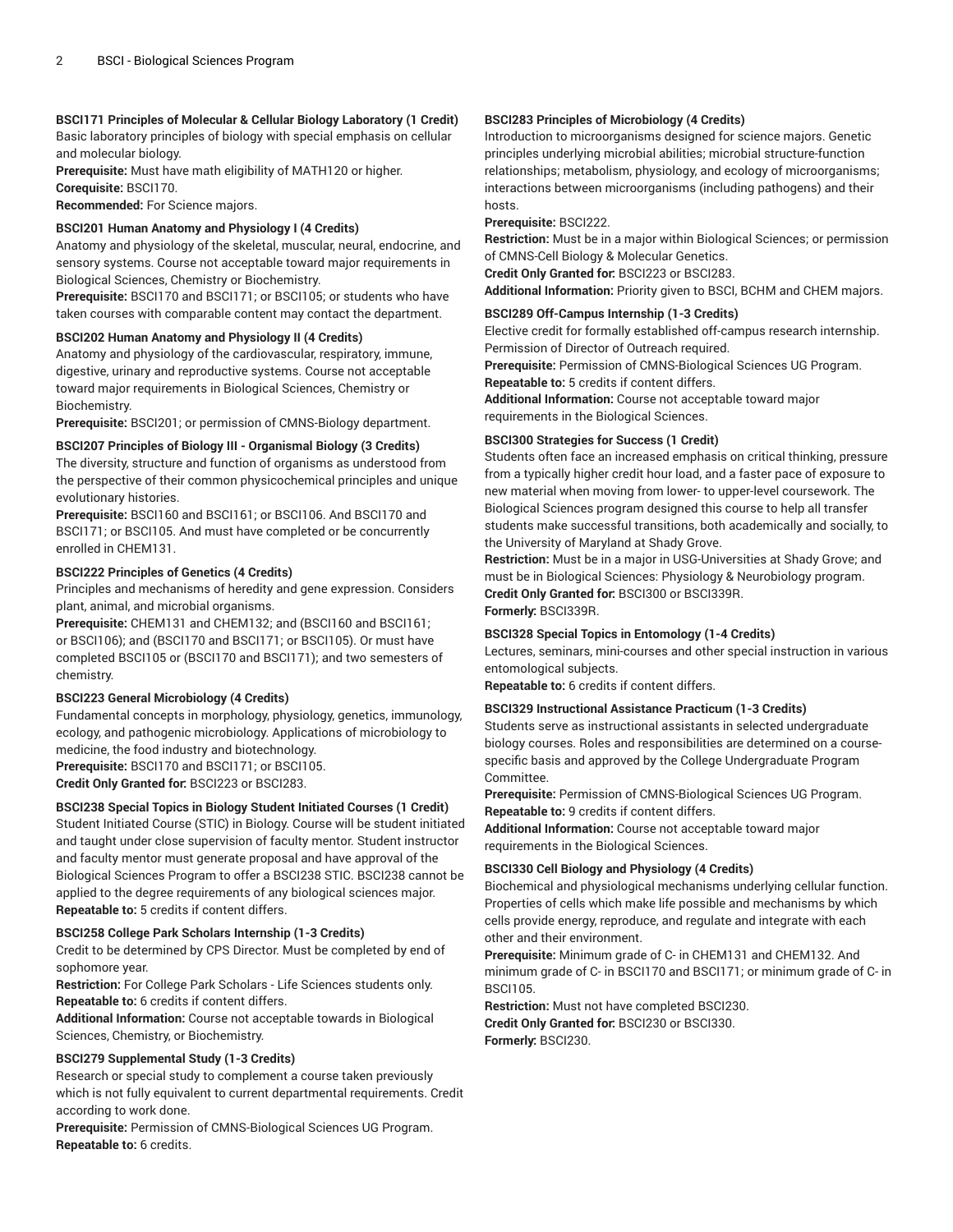**BSCI171 Principles of Molecular & Cellular Biology Laboratory (1 Credit)**
Basic laboratory principles of biology with special emphasis on cellular and molecular biology.
**Prerequisite:** Must have math eligibility of MATH120 or higher.
**Corequisite:** BSCI170.
**Recommended:** For Science majors.

**BSCI201 Human Anatomy and Physiology I (4 Credits)**
Anatomy and physiology of the skeletal, muscular, neural, endocrine, and sensory systems. Course not acceptable toward major requirements in Biological Sciences, Chemistry or Biochemistry.
**Prerequisite:** BSCI170 and BSCI171; or BSCI105; or students who have taken courses with comparable content may contact the department.

**BSCI202 Human Anatomy and Physiology II (4 Credits)**
Anatomy and physiology of the cardiovascular, respiratory, immune, digestive, urinary and reproductive systems. Course not acceptable toward major requirements in Biological Sciences, Chemistry or Biochemistry.
**Prerequisite:** BSCI201; or permission of CMNS-Biology department.

**BSCI207 Principles of Biology III - Organismal Biology (3 Credits)**
The diversity, structure and function of organisms as understood from the perspective of their common physicochemical principles and unique evolutionary histories.
**Prerequisite:** BSCI160 and BSCI161; or BSCI106. And BSCI170 and BSCI171; or BSCI105. And must have completed or be concurrently enrolled in CHEM131.

**BSCI222 Principles of Genetics (4 Credits)**
Principles and mechanisms of heredity and gene expression. Considers plant, animal, and microbial organisms.
**Prerequisite:** CHEM131 and CHEM132; and (BSCI160 and BSCI161; or BSCI106); and (BSCI170 and BSCI171; or BSCI105). Or must have completed BSCI105 or (BSCI170 and BSCI171); and two semesters of chemistry.

**BSCI223 General Microbiology (4 Credits)**
Fundamental concepts in morphology, physiology, genetics, immunology, ecology, and pathogenic microbiology. Applications of microbiology to medicine, the food industry and biotechnology.
**Prerequisite:** BSCI170 and BSCI171; or BSCI105.
**Credit Only Granted for:** BSCI223 or BSCI283.

**BSCI238 Special Topics in Biology Student Initiated Courses (1 Credit)**
Student Initiated Course (STIC) in Biology. Course will be student initiated and taught under close supervision of faculty mentor. Student instructor and faculty mentor must generate proposal and have approval of the Biological Sciences Program to offer a BSCI238 STIC. BSCI238 cannot be applied to the degree requirements of any biological sciences major.
**Repeatable to:** 5 credits if content differs.

**BSCI258 College Park Scholars Internship (1-3 Credits)**
Credit to be determined by CPS Director. Must be completed by end of sophomore year.
**Restriction:** For College Park Scholars - Life Sciences students only.
**Repeatable to:** 6 credits if content differs.
**Additional Information:** Course not acceptable towards in Biological Sciences, Chemistry, or Biochemistry.

**BSCI279 Supplemental Study (1-3 Credits)**
Research or special study to complement a course taken previously which is not fully equivalent to current departmental requirements. Credit according to work done.
**Prerequisite:** Permission of CMNS-Biological Sciences UG Program.
**Repeatable to:** 6 credits.

**BSCI283 Principles of Microbiology (4 Credits)**
Introduction to microorganisms designed for science majors. Genetic principles underlying microbial abilities; microbial structure-function relationships; metabolism, physiology, and ecology of microorganisms; interactions between microorganisms (including pathogens) and their hosts.
**Prerequisite:** BSCI222.
**Restriction:** Must be in a major within Biological Sciences; or permission of CMNS-Cell Biology & Molecular Genetics.
**Credit Only Granted for:** BSCI223 or BSCI283.
**Additional Information:** Priority given to BSCI, BCHM and CHEM majors.

**BSCI289 Off-Campus Internship (1-3 Credits)**
Elective credit for formally established off-campus research internship. Permission of Director of Outreach required.
**Prerequisite:** Permission of CMNS-Biological Sciences UG Program.
**Repeatable to:** 5 credits if content differs.
**Additional Information:** Course not acceptable toward major requirements in the Biological Sciences.

**BSCI300 Strategies for Success (1 Credit)**
Students often face an increased emphasis on critical thinking, pressure from a typically higher credit hour load, and a faster pace of exposure to new material when moving from lower- to upper-level coursework. The Biological Sciences program designed this course to help all transfer students make successful transitions, both academically and socially, to the University of Maryland at Shady Grove.
**Restriction:** Must be in a major in USG-Universities at Shady Grove; and must be in Biological Sciences: Physiology & Neurobiology program.
**Credit Only Granted for:** BSCI300 or BSCI339R.
**Formerly:** BSCI339R.

**BSCI328 Special Topics in Entomology (1-4 Credits)**
Lectures, seminars, mini-courses and other special instruction in various entomological subjects.
**Repeatable to:** 6 credits if content differs.

**BSCI329 Instructional Assistance Practicum (1-3 Credits)**
Students serve as instructional assistants in selected undergraduate biology courses. Roles and responsibilities are determined on a course-specific basis and approved by the College Undergraduate Program Committee.
**Prerequisite:** Permission of CMNS-Biological Sciences UG Program.
**Repeatable to:** 9 credits if content differs.
**Additional Information:** Course not acceptable toward major requirements in the Biological Sciences.

**BSCI330 Cell Biology and Physiology (4 Credits)**
Biochemical and physiological mechanisms underlying cellular function. Properties of cells which make life possible and mechanisms by which cells provide energy, reproduce, and regulate and integrate with each other and their environment.
**Prerequisite:** Minimum grade of C- in CHEM131 and CHEM132. And minimum grade of C- in BSCI170 and BSCI171; or minimum grade of C- in BSCI105.
**Restriction:** Must not have completed BSCI230.
**Credit Only Granted for:** BSCI230 or BSCI330.
**Formerly:** BSCI230.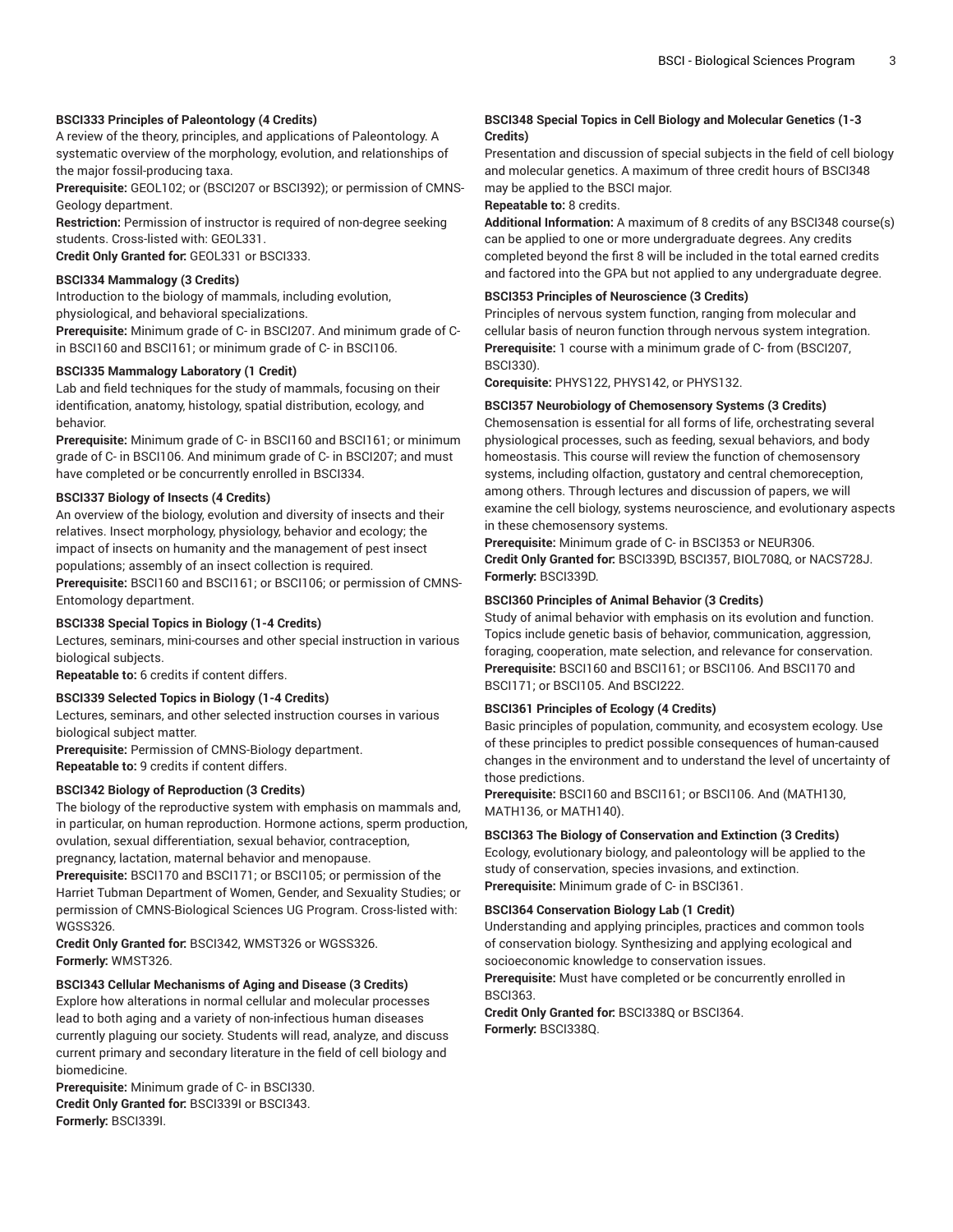**BSCI333 Principles of Paleontology (4 Credits)**
A review of the theory, principles, and applications of Paleontology. A systematic overview of the morphology, evolution, and relationships of the major fossil-producing taxa.
**Prerequisite:** GEOL102; or (BSCI207 or BSCI392); or permission of CMNS-Geology department.
**Restriction:** Permission of instructor is required of non-degree seeking students. Cross-listed with: GEOL331.
**Credit Only Granted for:** GEOL331 or BSCI333.

**BSCI334 Mammalogy (3 Credits)**
Introduction to the biology of mammals, including evolution, physiological, and behavioral specializations.
**Prerequisite:** Minimum grade of C- in BSCI207. And minimum grade of C- in BSCI160 and BSCI161; or minimum grade of C- in BSCI106.

**BSCI335 Mammalogy Laboratory (1 Credit)**
Lab and field techniques for the study of mammals, focusing on their identification, anatomy, histology, spatial distribution, ecology, and behavior.
**Prerequisite:** Minimum grade of C- in BSCI160 and BSCI161; or minimum grade of C- in BSCI106. And minimum grade of C- in BSCI207; and must have completed or be concurrently enrolled in BSCI334.

**BSCI337 Biology of Insects (4 Credits)**
An overview of the biology, evolution and diversity of insects and their relatives. Insect morphology, physiology, behavior and ecology; the impact of insects on humanity and the management of pest insect populations; assembly of an insect collection is required.
**Prerequisite:** BSCI160 and BSCI161; or BSCI106; or permission of CMNS-Entomology department.

**BSCI338 Special Topics in Biology (1-4 Credits)**
Lectures, seminars, mini-courses and other special instruction in various biological subjects.
**Repeatable to:** 6 credits if content differs.

**BSCI339 Selected Topics in Biology (1-4 Credits)**
Lectures, seminars, and other selected instruction courses in various biological subject matter.
**Prerequisite:** Permission of CMNS-Biology department.
**Repeatable to:** 9 credits if content differs.

**BSCI342 Biology of Reproduction (3 Credits)**
The biology of the reproductive system with emphasis on mammals and, in particular, on human reproduction. Hormone actions, sperm production, ovulation, sexual differentiation, sexual behavior, contraception, pregnancy, lactation, maternal behavior and menopause.
**Prerequisite:** BSCI170 and BSCI171; or BSCI105; or permission of the Harriet Tubman Department of Women, Gender, and Sexuality Studies; or permission of CMNS-Biological Sciences UG Program. Cross-listed with: WGSS326.
**Credit Only Granted for:** BSCI342, WMST326 or WGSS326.
**Formerly:** WMST326.

**BSCI343 Cellular Mechanisms of Aging and Disease (3 Credits)**
Explore how alterations in normal cellular and molecular processes lead to both aging and a variety of non-infectious human diseases currently plaguing our society. Students will read, analyze, and discuss current primary and secondary literature in the field of cell biology and biomedicine.
**Prerequisite:** Minimum grade of C- in BSCI330.
**Credit Only Granted for:** BSCI339I or BSCI343.
**Formerly:** BSCI339I.

**BSCI348 Special Topics in Cell Biology and Molecular Genetics (1-3 Credits)**
Presentation and discussion of special subjects in the field of cell biology and molecular genetics. A maximum of three credit hours of BSCI348 may be applied to the BSCI major.
**Repeatable to:** 8 credits.
**Additional Information:** A maximum of 8 credits of any BSCI348 course(s) can be applied to one or more undergraduate degrees. Any credits completed beyond the first 8 will be included in the total earned credits and factored into the GPA but not applied to any undergraduate degree.

**BSCI353 Principles of Neuroscience (3 Credits)**
Principles of nervous system function, ranging from molecular and cellular basis of neuron function through nervous system integration.
**Prerequisite:** 1 course with a minimum grade of C- from (BSCI207, BSCI330).
**Corequisite:** PHYS122, PHYS142, or PHYS132.

**BSCI357 Neurobiology of Chemosensory Systems (3 Credits)**
Chemosensation is essential for all forms of life, orchestrating several physiological processes, such as feeding, sexual behaviors, and body homeostasis. This course will review the function of chemosensory systems, including olfaction, gustatory and central chemoreception, among others. Through lectures and discussion of papers, we will examine the cell biology, systems neuroscience, and evolutionary aspects in these chemosensory systems.
**Prerequisite:** Minimum grade of C- in BSCI353 or NEUR306.
**Credit Only Granted for:** BSCI339D, BSCI357, BIOL708Q, or NACS728J.
**Formerly:** BSCI339D.

**BSCI360 Principles of Animal Behavior (3 Credits)**
Study of animal behavior with emphasis on its evolution and function. Topics include genetic basis of behavior, communication, aggression, foraging, cooperation, mate selection, and relevance for conservation.
**Prerequisite:** BSCI160 and BSCI161; or BSCI106. And BSCI170 and BSCI171; or BSCI105. And BSCI222.

**BSCI361 Principles of Ecology (4 Credits)**
Basic principles of population, community, and ecosystem ecology. Use of these principles to predict possible consequences of human-caused changes in the environment and to understand the level of uncertainty of those predictions.
**Prerequisite:** BSCI160 and BSCI161; or BSCI106. And (MATH130, MATH136, or MATH140).

**BSCI363 The Biology of Conservation and Extinction (3 Credits)**
Ecology, evolutionary biology, and paleontology will be applied to the study of conservation, species invasions, and extinction.
**Prerequisite:** Minimum grade of C- in BSCI361.

**BSCI364 Conservation Biology Lab (1 Credit)**
Understanding and applying principles, practices and common tools of conservation biology. Synthesizing and applying ecological and socioeconomic knowledge to conservation issues.
**Prerequisite:** Must have completed or be concurrently enrolled in BSCI363.
**Credit Only Granted for:** BSCI338Q or BSCI364.
**Formerly:** BSCI338Q.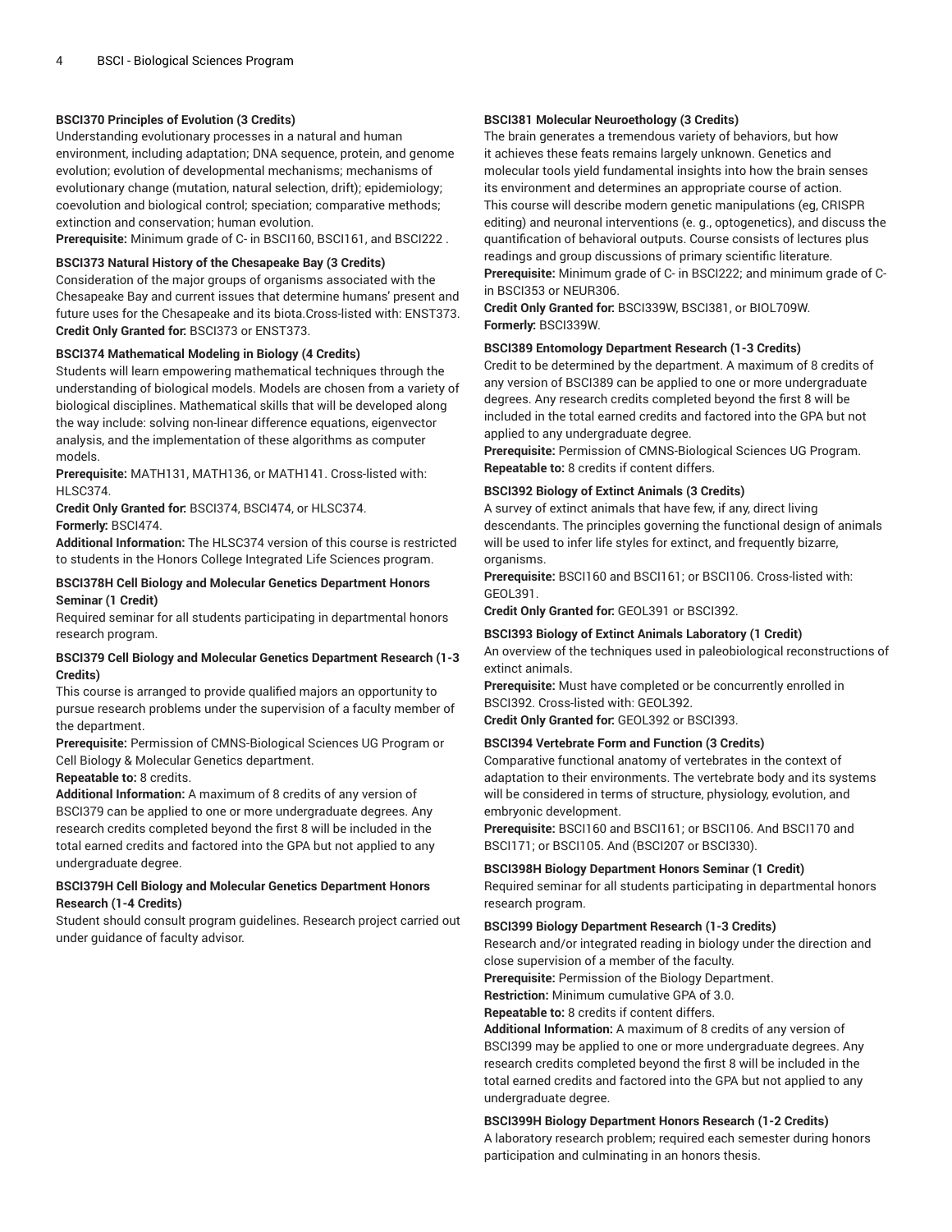**BSCI370 Principles of Evolution (3 Credits)**
Understanding evolutionary processes in a natural and human environment, including adaptation; DNA sequence, protein, and genome evolution; evolution of developmental mechanisms; mechanisms of evolutionary change (mutation, natural selection, drift); epidemiology; coevolution and biological control; speciation; comparative methods; extinction and conservation; human evolution.
**Prerequisite:** Minimum grade of C- in BSCI160, BSCI161, and BSCI222 .

**BSCI373 Natural History of the Chesapeake Bay (3 Credits)**
Consideration of the major groups of organisms associated with the Chesapeake Bay and current issues that determine humans' present and future uses for the Chesapeake and its biota.Cross-listed with: ENST373.
**Credit Only Granted for:** BSCI373 or ENST373.

**BSCI374 Mathematical Modeling in Biology (4 Credits)**
Students will learn empowering mathematical techniques through the understanding of biological models. Models are chosen from a variety of biological disciplines. Mathematical skills that will be developed along the way include: solving non-linear difference equations, eigenvector analysis, and the implementation of these algorithms as computer models.
**Prerequisite:** MATH131, MATH136, or MATH141. Cross-listed with: HLSC374.
**Credit Only Granted for:** BSCI374, BSCI474, or HLSC374.
**Formerly:** BSCI474.
**Additional Information:** The HLSC374 version of this course is restricted to students in the Honors College Integrated Life Sciences program.

**BSCI378H Cell Biology and Molecular Genetics Department Honors Seminar (1 Credit)**
Required seminar for all students participating in departmental honors research program.

**BSCI379 Cell Biology and Molecular Genetics Department Research (1-3 Credits)**
This course is arranged to provide qualified majors an opportunity to pursue research problems under the supervision of a faculty member of the department.
**Prerequisite:** Permission of CMNS-Biological Sciences UG Program or Cell Biology & Molecular Genetics department.
**Repeatable to:** 8 credits.
**Additional Information:** A maximum of 8 credits of any version of BSCI379 can be applied to one or more undergraduate degrees. Any research credits completed beyond the first 8 will be included in the total earned credits and factored into the GPA but not applied to any undergraduate degree.

**BSCI379H Cell Biology and Molecular Genetics Department Honors Research (1-4 Credits)**
Student should consult program guidelines. Research project carried out under guidance of faculty advisor.

**BSCI381 Molecular Neuroethology (3 Credits)**
The brain generates a tremendous variety of behaviors, but how it achieves these feats remains largely unknown. Genetics and molecular tools yield fundamental insights into how the brain senses its environment and determines an appropriate course of action. This course will describe modern genetic manipulations (eg, CRISPR editing) and neuronal interventions (e. g., optogenetics), and discuss the quantification of behavioral outputs. Course consists of lectures plus readings and group discussions of primary scientific literature.
**Prerequisite:** Minimum grade of C- in BSCI222; and minimum grade of C- in BSCI353 or NEUR306.
**Credit Only Granted for:** BSCI339W, BSCI381, or BIOL709W.
**Formerly:** BSCI339W.

**BSCI389 Entomology Department Research (1-3 Credits)**
Credit to be determined by the department. A maximum of 8 credits of any version of BSCI389 can be applied to one or more undergraduate degrees. Any research credits completed beyond the first 8 will be included in the total earned credits and factored into the GPA but not applied to any undergraduate degree.
**Prerequisite:** Permission of CMNS-Biological Sciences UG Program.
**Repeatable to:** 8 credits if content differs.

**BSCI392 Biology of Extinct Animals (3 Credits)**
A survey of extinct animals that have few, if any, direct living descendants. The principles governing the functional design of animals will be used to infer life styles for extinct, and frequently bizarre, organisms.
**Prerequisite:** BSCI160 and BSCI161; or BSCI106. Cross-listed with: GEOL391.
**Credit Only Granted for:** GEOL391 or BSCI392.

**BSCI393 Biology of Extinct Animals Laboratory (1 Credit)**
An overview of the techniques used in paleobiological reconstructions of extinct animals.
**Prerequisite:** Must have completed or be concurrently enrolled in BSCI392. Cross-listed with: GEOL392.
**Credit Only Granted for:** GEOL392 or BSCI393.

**BSCI394 Vertebrate Form and Function (3 Credits)**
Comparative functional anatomy of vertebrates in the context of adaptation to their environments. The vertebrate body and its systems will be considered in terms of structure, physiology, evolution, and embryonic development.
**Prerequisite:** BSCI160 and BSCI161; or BSCI106. And BSCI170 and BSCI171; or BSCI105. And (BSCI207 or BSCI330).

**BSCI398H Biology Department Honors Seminar (1 Credit)**
Required seminar for all students participating in departmental honors research program.

**BSCI399 Biology Department Research (1-3 Credits)**
Research and/or integrated reading in biology under the direction and close supervision of a member of the faculty.
**Prerequisite:** Permission of the Biology Department.
**Restriction:** Minimum cumulative GPA of 3.0.
**Repeatable to:** 8 credits if content differs.
**Additional Information:** A maximum of 8 credits of any version of BSCI399 may be applied to one or more undergraduate degrees. Any research credits completed beyond the first 8 will be included in the total earned credits and factored into the GPA but not applied to any undergraduate degree.

**BSCI399H Biology Department Honors Research (1-2 Credits)**
A laboratory research problem; required each semester during honors participation and culminating in an honors thesis.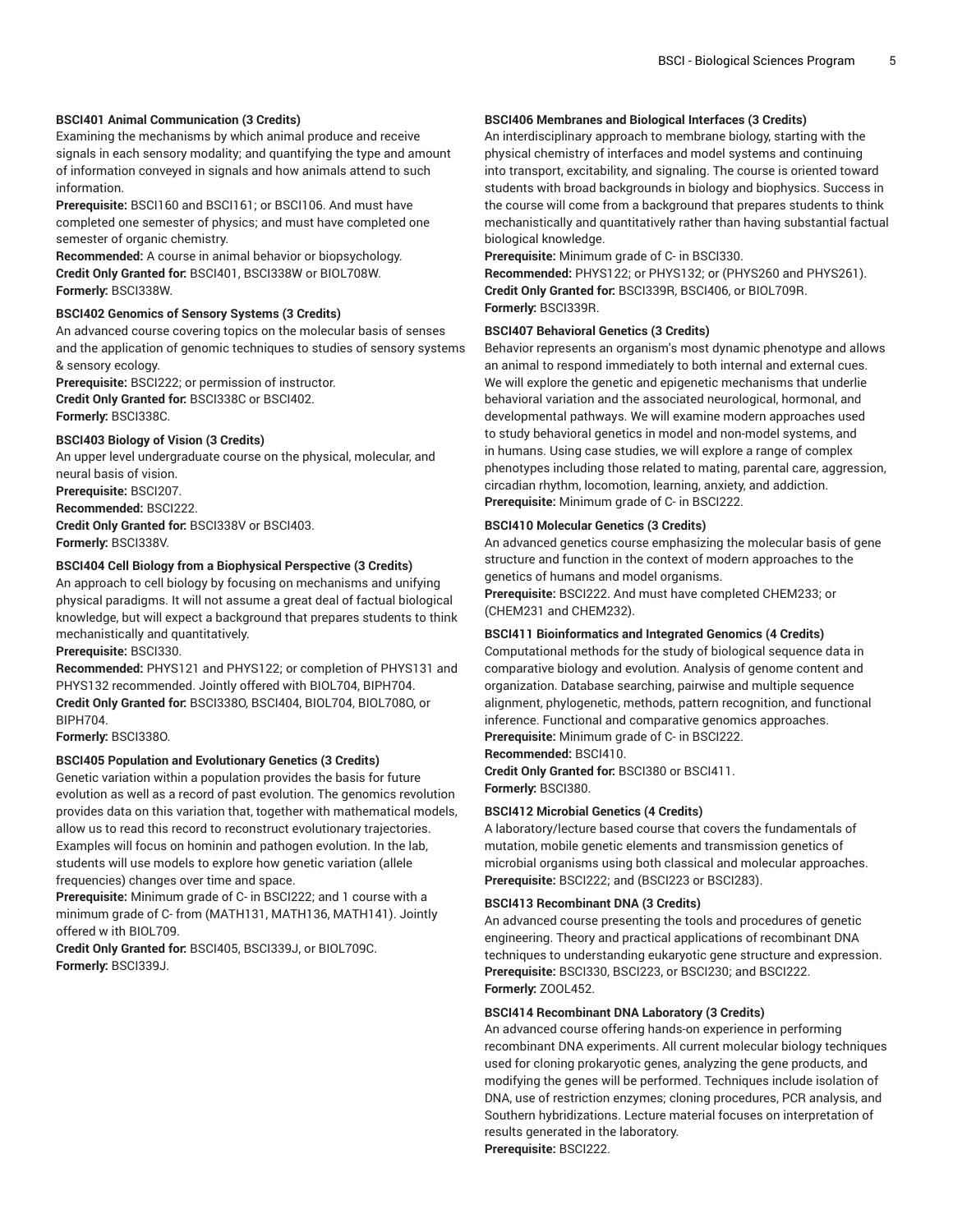**BSCI401 Animal Communication (3 Credits)**
Examining the mechanisms by which animal produce and receive signals in each sensory modality; and quantifying the type and amount of information conveyed in signals and how animals attend to such information.
**Prerequisite:** BSCI160 and BSCI161; or BSCI106. And must have completed one semester of physics; and must have completed one semester of organic chemistry.
**Recommended:** A course in animal behavior or biopsychology.
**Credit Only Granted for:** BSCI401, BSCI338W or BIOL708W.
**Formerly:** BSCI338W.

**BSCI402 Genomics of Sensory Systems (3 Credits)**
An advanced course covering topics on the molecular basis of senses and the application of genomic techniques to studies of sensory systems & sensory ecology.
**Prerequisite:** BSCI222; or permission of instructor.
**Credit Only Granted for:** BSCI338C or BSCI402.
**Formerly:** BSCI338C.

**BSCI403 Biology of Vision (3 Credits)**
An upper level undergraduate course on the physical, molecular, and neural basis of vision.
**Prerequisite:** BSCI207.
**Recommended:** BSCI222.
**Credit Only Granted for:** BSCI338V or BSCI403.
**Formerly:** BSCI338V.

**BSCI404 Cell Biology from a Biophysical Perspective (3 Credits)**
An approach to cell biology by focusing on mechanisms and unifying physical paradigms. It will not assume a great deal of factual biological knowledge, but will expect a background that prepares students to think mechanistically and quantitatively.
**Prerequisite:** BSCI330.
**Recommended:** PHYS121 and PHYS122; or completion of PHYS131 and PHYS132 recommended. Jointly offered with BIOL704, BIPH704.
**Credit Only Granted for:** BSCI338O, BSCI404, BIOL704, BIOL708O, or BIPH704.
**Formerly:** BSCI338O.

**BSCI405 Population and Evolutionary Genetics (3 Credits)**
Genetic variation within a population provides the basis for future evolution as well as a record of past evolution. The genomics revolution provides data on this variation that, together with mathematical models, allow us to read this record to reconstruct evolutionary trajectories. Examples will focus on hominin and pathogen evolution. In the lab, students will use models to explore how genetic variation (allele frequencies) changes over time and space.
**Prerequisite:** Minimum grade of C- in BSCI222; and 1 course with a minimum grade of C- from (MATH131, MATH136, MATH141). Jointly offered w ith BIOL709.
**Credit Only Granted for:** BSCI405, BSCI339J, or BIOL709C.
**Formerly:** BSCI339J.

**BSCI406 Membranes and Biological Interfaces (3 Credits)**
An interdisciplinary approach to membrane biology, starting with the physical chemistry of interfaces and model systems and continuing into transport, excitability, and signaling. The course is oriented toward students with broad backgrounds in biology and biophysics. Success in the course will come from a background that prepares students to think mechanistically and quantitatively rather than having substantial factual biological knowledge.
**Prerequisite:** Minimum grade of C- in BSCI330.
**Recommended:** PHYS122; or PHYS132; or (PHYS260 and PHYS261).
**Credit Only Granted for:** BSCI339R, BSCI406, or BIOL709R.
**Formerly:** BSCI339R.

**BSCI407 Behavioral Genetics (3 Credits)**
Behavior represents an organism's most dynamic phenotype and allows an animal to respond immediately to both internal and external cues. We will explore the genetic and epigenetic mechanisms that underlie behavioral variation and the associated neurological, hormonal, and developmental pathways. We will examine modern approaches used to study behavioral genetics in model and non-model systems, and in humans. Using case studies, we will explore a range of complex phenotypes including those related to mating, parental care, aggression, circadian rhythm, locomotion, learning, anxiety, and addiction.
**Prerequisite:** Minimum grade of C- in BSCI222.

**BSCI410 Molecular Genetics (3 Credits)**
An advanced genetics course emphasizing the molecular basis of gene structure and function in the context of modern approaches to the genetics of humans and model organisms.
**Prerequisite:** BSCI222. And must have completed CHEM233; or (CHEM231 and CHEM232).

**BSCI411 Bioinformatics and Integrated Genomics (4 Credits)**
Computational methods for the study of biological sequence data in comparative biology and evolution. Analysis of genome content and organization. Database searching, pairwise and multiple sequence alignment, phylogenetic, methods, pattern recognition, and functional inference. Functional and comparative genomics approaches.
**Prerequisite:** Minimum grade of C- in BSCI222.
**Recommended:** BSCI410.
**Credit Only Granted for:** BSCI380 or BSCI411.
**Formerly:** BSCI380.

**BSCI412 Microbial Genetics (4 Credits)**
A laboratory/lecture based course that covers the fundamentals of mutation, mobile genetic elements and transmission genetics of microbial organisms using both classical and molecular approaches.
**Prerequisite:** BSCI222; and (BSCI223 or BSCI283).

**BSCI413 Recombinant DNA (3 Credits)**
An advanced course presenting the tools and procedures of genetic engineering. Theory and practical applications of recombinant DNA techniques to understanding eukaryotic gene structure and expression.
**Prerequisite:** BSCI330, BSCI223, or BSCI230; and BSCI222.
**Formerly:** ZOOL452.

**BSCI414 Recombinant DNA Laboratory (3 Credits)**
An advanced course offering hands-on experience in performing recombinant DNA experiments. All current molecular biology techniques used for cloning prokaryotic genes, analyzing the gene products, and modifying the genes will be performed. Techniques include isolation of DNA, use of restriction enzymes; cloning procedures, PCR analysis, and Southern hybridizations. Lecture material focuses on interpretation of results generated in the laboratory.
**Prerequisite:** BSCI222.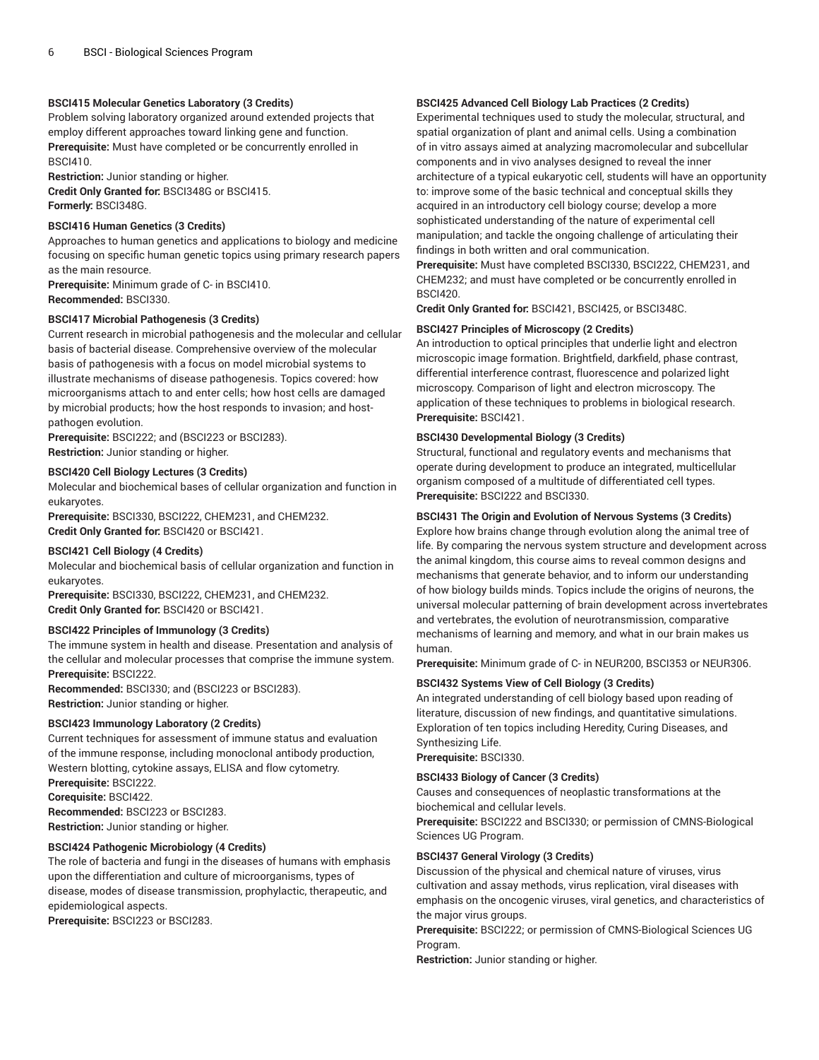#### BSCI415 Molecular Genetics Laboratory (3 Credits)

Problem solving laboratory organized around extended projects that employ different approaches toward linking gene and function.
**Prerequisite:** Must have completed or be concurrently enrolled in BSCI410.
**Restriction:** Junior standing or higher.
**Credit Only Granted for:** BSCI348G or BSCI415.
**Formerly:** BSCI348G.

#### BSCI416 Human Genetics (3 Credits)

Approaches to human genetics and applications to biology and medicine focusing on specific human genetic topics using primary research papers as the main resource.
**Prerequisite:** Minimum grade of C- in BSCI410.
**Recommended:** BSCI330.

#### BSCI417 Microbial Pathogenesis (3 Credits)

Current research in microbial pathogenesis and the molecular and cellular basis of bacterial disease. Comprehensive overview of the molecular basis of pathogenesis with a focus on model microbial systems to illustrate mechanisms of disease pathogenesis. Topics covered: how microorganisms attach to and enter cells; how host cells are damaged by microbial products; how the host responds to invasion; and host-pathogen evolution.
**Prerequisite:** BSCI222; and (BSCI223 or BSCI283).
**Restriction:** Junior standing or higher.

#### BSCI420 Cell Biology Lectures (3 Credits)

Molecular and biochemical bases of cellular organization and function in eukaryotes.
**Prerequisite:** BSCI330, BSCI222, CHEM231, and CHEM232.
**Credit Only Granted for:** BSCI420 or BSCI421.

#### BSCI421 Cell Biology (4 Credits)

Molecular and biochemical basis of cellular organization and function in eukaryotes.
**Prerequisite:** BSCI330, BSCI222, CHEM231, and CHEM232.
**Credit Only Granted for:** BSCI420 or BSCI421.

#### BSCI422 Principles of Immunology (3 Credits)

The immune system in health and disease. Presentation and analysis of the cellular and molecular processes that comprise the immune system.
**Prerequisite:** BSCI222.
**Recommended:** BSCI330; and (BSCI223 or BSCI283).
**Restriction:** Junior standing or higher.

#### BSCI423 Immunology Laboratory (2 Credits)

Current techniques for assessment of immune status and evaluation of the immune response, including monoclonal antibody production, Western blotting, cytokine assays, ELISA and flow cytometry.
**Prerequisite:** BSCI222.
**Corequisite:** BSCI422.
**Recommended:** BSCI223 or BSCI283.
**Restriction:** Junior standing or higher.

#### BSCI424 Pathogenic Microbiology (4 Credits)

The role of bacteria and fungi in the diseases of humans with emphasis upon the differentiation and culture of microorganisms, types of disease, modes of disease transmission, prophylactic, therapeutic, and epidemiological aspects.
**Prerequisite:** BSCI223 or BSCI283.

#### BSCI425 Advanced Cell Biology Lab Practices (2 Credits)

Experimental techniques used to study the molecular, structural, and spatial organization of plant and animal cells. Using a combination of in vitro assays aimed at analyzing macromolecular and subcellular components and in vivo analyses designed to reveal the inner architecture of a typical eukaryotic cell, students will have an opportunity to: improve some of the basic technical and conceptual skills they acquired in an introductory cell biology course; develop a more sophisticated understanding of the nature of experimental cell manipulation; and tackle the ongoing challenge of articulating their findings in both written and oral communication.
**Prerequisite:** Must have completed BSCI330, BSCI222, CHEM231, and CHEM232; and must have completed or be concurrently enrolled in BSCI420.
**Credit Only Granted for:** BSCI421, BSCI425, or BSCI348C.

#### BSCI427 Principles of Microscopy (2 Credits)

An introduction to optical principles that underlie light and electron microscopic image formation. Brightfield, darkfield, phase contrast, differential interference contrast, fluorescence and polarized light microscopy. Comparison of light and electron microscopy. The application of these techniques to problems in biological research.
**Prerequisite:** BSCI421.

#### BSCI430 Developmental Biology (3 Credits)

Structural, functional and regulatory events and mechanisms that operate during development to produce an integrated, multicellular organism composed of a multitude of differentiated cell types.
**Prerequisite:** BSCI222 and BSCI330.

#### BSCI431 The Origin and Evolution of Nervous Systems (3 Credits)

Explore how brains change through evolution along the animal tree of life. By comparing the nervous system structure and development across the animal kingdom, this course aims to reveal common designs and mechanisms that generate behavior, and to inform our understanding of how biology builds minds. Topics include the origins of neurons, the universal molecular patterning of brain development across invertebrates and vertebrates, the evolution of neurotransmission, comparative mechanisms of learning and memory, and what in our brain makes us human.
**Prerequisite:** Minimum grade of C- in NEUR200, BSCI353 or NEUR306.

#### BSCI432 Systems View of Cell Biology (3 Credits)

An integrated understanding of cell biology based upon reading of literature, discussion of new findings, and quantitative simulations. Exploration of ten topics including Heredity, Curing Diseases, and Synthesizing Life.
**Prerequisite:** BSCI330.

#### BSCI433 Biology of Cancer (3 Credits)

Causes and consequences of neoplastic transformations at the biochemical and cellular levels.
**Prerequisite:** BSCI222 and BSCI330; or permission of CMNS-Biological Sciences UG Program.

#### BSCI437 General Virology (3 Credits)

Discussion of the physical and chemical nature of viruses, virus cultivation and assay methods, virus replication, viral diseases with emphasis on the oncogenic viruses, viral genetics, and characteristics of the major virus groups.
**Prerequisite:** BSCI222; or permission of CMNS-Biological Sciences UG Program.
**Restriction:** Junior standing or higher.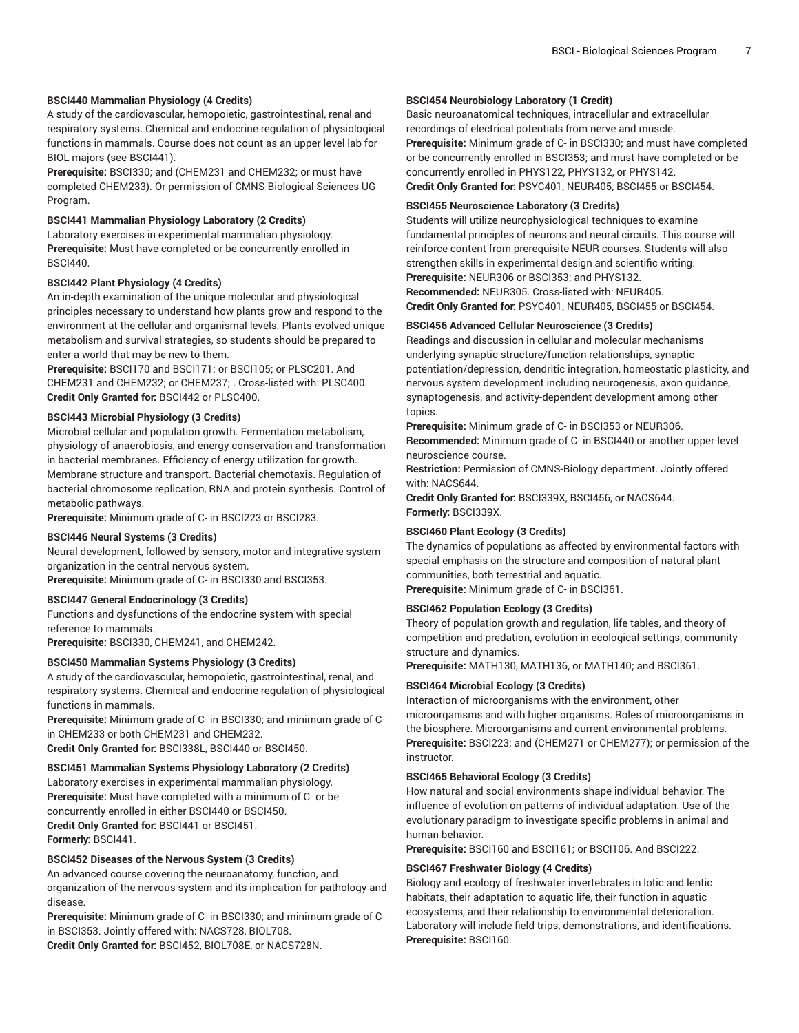**BSCI440 Mammalian Physiology (4 Credits)**

A study of the cardiovascular, hemopoietic, gastrointestinal, renal and respiratory systems. Chemical and endocrine regulation of physiological functions in mammals. Course does not count as an upper level lab for BIOL majors (see BSCI441).

**Prerequisite:** BSCI330; and (CHEM231 and CHEM232; or must have completed CHEM233). Or permission of CMNS-Biological Sciences UG Program.

**BSCI441 Mammalian Physiology Laboratory (2 Credits)**

Laboratory exercises in experimental mammalian physiology.

**Prerequisite:** Must have completed or be concurrently enrolled in BSCI440.

**BSCI442 Plant Physiology (4 Credits)**

An in-depth examination of the unique molecular and physiological principles necessary to understand how plants grow and respond to the environment at the cellular and organismal levels. Plants evolved unique metabolism and survival strategies, so students should be prepared to enter a world that may be new to them.

**Prerequisite:** BSCI170 and BSCI171; or BSCI105; or PLSC201. And CHEM231 and CHEM232; or CHEM237; . Cross-listed with: PLSC400.

**Credit Only Granted for:** BSCI442 or PLSC400.

**BSCI443 Microbial Physiology (3 Credits)**

Microbial cellular and population growth. Fermentation metabolism, physiology of anaerobiosis, and energy conservation and transformation in bacterial membranes. Efficiency of energy utilization for growth. Membrane structure and transport. Bacterial chemotaxis. Regulation of bacterial chromosome replication, RNA and protein synthesis. Control of metabolic pathways.

**Prerequisite:** Minimum grade of C- in BSCI223 or BSCI283.

**BSCI446 Neural Systems (3 Credits)**

Neural development, followed by sensory, motor and integrative system organization in the central nervous system.

**Prerequisite:** Minimum grade of C- in BSCI330 and BSCI353.

**BSCI447 General Endocrinology (3 Credits)**

Functions and dysfunctions of the endocrine system with special reference to mammals.

**Prerequisite:** BSCI330, CHEM241, and CHEM242.

**BSCI450 Mammalian Systems Physiology (3 Credits)**

A study of the cardiovascular, hemopoietic, gastrointestinal, renal, and respiratory systems. Chemical and endocrine regulation of physiological functions in mammals.

**Prerequisite:** Minimum grade of C- in BSCI330; and minimum grade of C- in CHEM233 or both CHEM231 and CHEM232.

**Credit Only Granted for:** BSCI338L, BSCI440 or BSCI450.

**BSCI451 Mammalian Systems Physiology Laboratory (2 Credits)**

Laboratory exercises in experimental mammalian physiology.

**Prerequisite:** Must have completed with a minimum of C- or be concurrently enrolled in either BSCI440 or BSCI450.

**Credit Only Granted for:** BSCI441 or BSCI451.

**Formerly:** BSCI441.

**BSCI452 Diseases of the Nervous System (3 Credits)**

An advanced course covering the neuroanatomy, function, and organization of the nervous system and its implication for pathology and disease.

**Prerequisite:** Minimum grade of C- in BSCI330; and minimum grade of C- in BSCI353. Jointly offered with: NACS728, BIOL708.

**Credit Only Granted for:** BSCI452, BIOL708E, or NACS728N.

**BSCI454 Neurobiology Laboratory (1 Credit)**

Basic neuroanatomical techniques, intracellular and extracellular recordings of electrical potentials from nerve and muscle.

**Prerequisite:** Minimum grade of C- in BSCI330; and must have completed or be concurrently enrolled in BSCI353; and must have completed or be concurrently enrolled in PHYS122, PHYS132, or PHYS142.

**Credit Only Granted for:** PSYC401, NEUR405, BSCI455 or BSCI454.

**BSCI455 Neuroscience Laboratory (3 Credits)**

Students will utilize neurophysiological techniques to examine fundamental principles of neurons and neural circuits. This course will reinforce content from prerequisite NEUR courses. Students will also strengthen skills in experimental design and scientific writing.

**Prerequisite:** NEUR306 or BSCI353; and PHYS132.

**Recommended:** NEUR305. Cross-listed with: NEUR405.

**Credit Only Granted for:** PSYC401, NEUR405, BSCI455 or BSCI454.

**BSCI456 Advanced Cellular Neuroscience (3 Credits)**

Readings and discussion in cellular and molecular mechanisms underlying synaptic structure/function relationships, synaptic potentiation/depression, dendritic integration, homeostatic plasticity, and nervous system development including neurogenesis, axon guidance, synaptogenesis, and activity-dependent development among other topics.

**Prerequisite:** Minimum grade of C- in BSCI353 or NEUR306.

**Recommended:** Minimum grade of C- in BSCI440 or another upper-level neuroscience course.

**Restriction:** Permission of CMNS-Biology department. Jointly offered with: NACS644.

**Credit Only Granted for:** BSCI339X, BSCI456, or NACS644.

**Formerly:** BSCI339X.

**BSCI460 Plant Ecology (3 Credits)**

The dynamics of populations as affected by environmental factors with special emphasis on the structure and composition of natural plant communities, both terrestrial and aquatic.

**Prerequisite:** Minimum grade of C- in BSCI361.

**BSCI462 Population Ecology (3 Credits)**

Theory of population growth and regulation, life tables, and theory of competition and predation, evolution in ecological settings, community structure and dynamics.

**Prerequisite:** MATH130, MATH136, or MATH140; and BSCI361.

**BSCI464 Microbial Ecology (3 Credits)**

Interaction of microorganisms with the environment, other microorganisms and with higher organisms. Roles of microorganisms in the biosphere. Microorganisms and current environmental problems.

**Prerequisite:** BSCI223; and (CHEM271 or CHEM277); or permission of the instructor.

**BSCI465 Behavioral Ecology (3 Credits)**

How natural and social environments shape individual behavior. The influence of evolution on patterns of individual adaptation. Use of the evolutionary paradigm to investigate specific problems in animal and human behavior.

**Prerequisite:** BSCI160 and BSCI161; or BSCI106. And BSCI222.

**BSCI467 Freshwater Biology (4 Credits)**

Biology and ecology of freshwater invertebrates in lotic and lentic habitats, their adaptation to aquatic life, their function in aquatic ecosystems, and their relationship to environmental deterioration. Laboratory will include field trips, demonstrations, and identifications.

**Prerequisite:** BSCI160.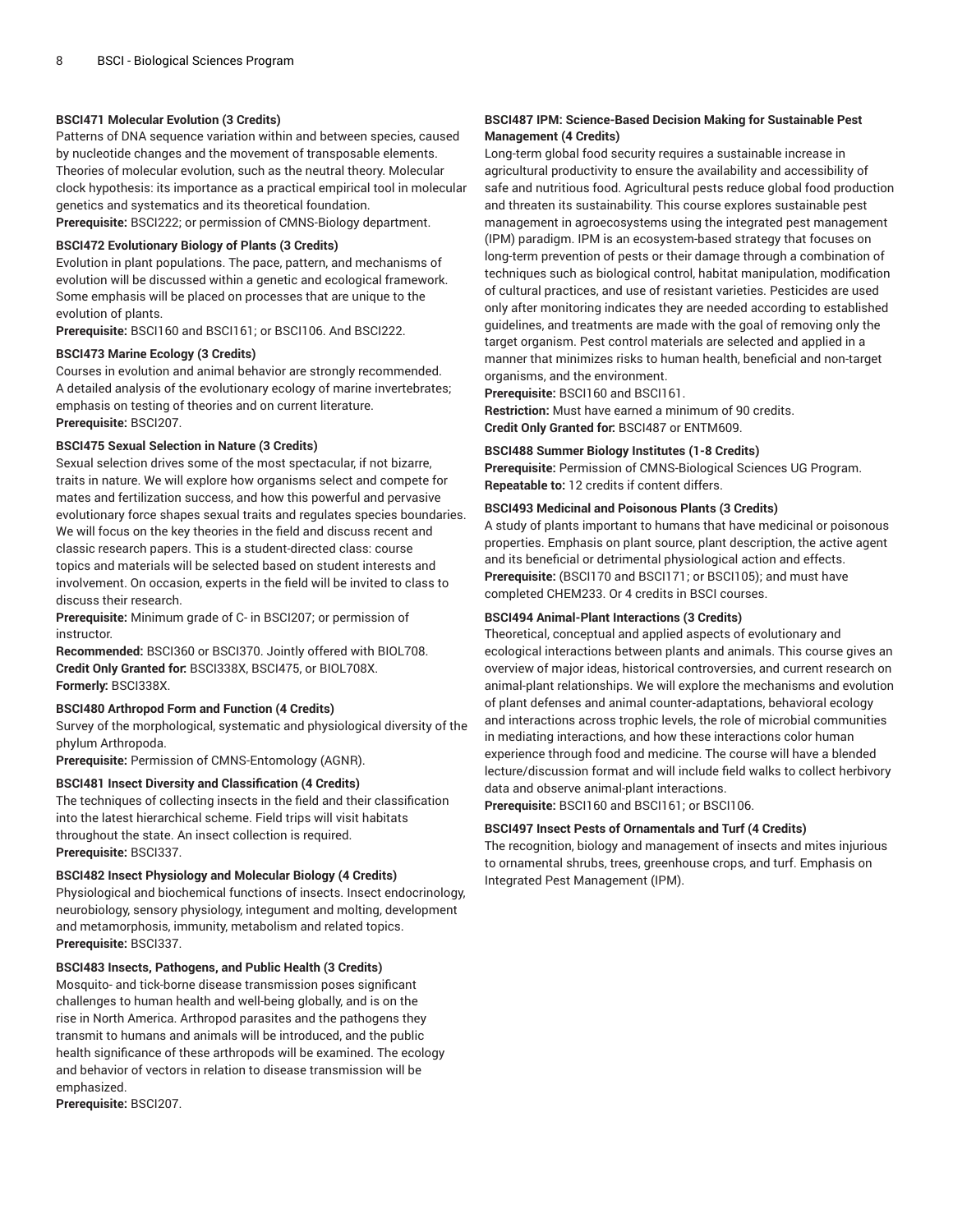**BSCI471 Molecular Evolution (3 Credits)**
Patterns of DNA sequence variation within and between species, caused by nucleotide changes and the movement of transposable elements. Theories of molecular evolution, such as the neutral theory. Molecular clock hypothesis: its importance as a practical empirical tool in molecular genetics and systematics and its theoretical foundation.
**Prerequisite:** BSCI222; or permission of CMNS-Biology department.

**BSCI472 Evolutionary Biology of Plants (3 Credits)**
Evolution in plant populations. The pace, pattern, and mechanisms of evolution will be discussed within a genetic and ecological framework. Some emphasis will be placed on processes that are unique to the evolution of plants.
**Prerequisite:** BSCI160 and BSCI161; or BSCI106. And BSCI222.

**BSCI473 Marine Ecology (3 Credits)**
Courses in evolution and animal behavior are strongly recommended. A detailed analysis of the evolutionary ecology of marine invertebrates; emphasis on testing of theories and on current literature.
**Prerequisite:** BSCI207.

**BSCI475 Sexual Selection in Nature (3 Credits)**
Sexual selection drives some of the most spectacular, if not bizarre, traits in nature. We will explore how organisms select and compete for mates and fertilization success, and how this powerful and pervasive evolutionary force shapes sexual traits and regulates species boundaries. We will focus on the key theories in the field and discuss recent and classic research papers. This is a student-directed class: course topics and materials will be selected based on student interests and involvement. On occasion, experts in the field will be invited to class to discuss their research.
**Prerequisite:** Minimum grade of C- in BSCI207; or permission of instructor.
**Recommended:** BSCI360 or BSCI370. Jointly offered with BIOL708.
**Credit Only Granted for:** BSCI338X, BSCI475, or BIOL708X.
**Formerly:** BSCI338X.

**BSCI480 Arthropod Form and Function (4 Credits)**
Survey of the morphological, systematic and physiological diversity of the phylum Arthropoda.
**Prerequisite:** Permission of CMNS-Entomology (AGNR).

**BSCI481 Insect Diversity and Classification (4 Credits)**
The techniques of collecting insects in the field and their classification into the latest hierarchical scheme. Field trips will visit habitats throughout the state. An insect collection is required.
**Prerequisite:** BSCI337.

**BSCI482 Insect Physiology and Molecular Biology (4 Credits)**
Physiological and biochemical functions of insects. Insect endocrinology, neurobiology, sensory physiology, integument and molting, development and metamorphosis, immunity, metabolism and related topics.
**Prerequisite:** BSCI337.

**BSCI483 Insects, Pathogens, and Public Health (3 Credits)**
Mosquito- and tick-borne disease transmission poses significant challenges to human health and well-being globally, and is on the rise in North America. Arthropod parasites and the pathogens they transmit to humans and animals will be introduced, and the public health significance of these arthropods will be examined. The ecology and behavior of vectors in relation to disease transmission will be emphasized.
**Prerequisite:** BSCI207.

**BSCI487 IPM: Science-Based Decision Making for Sustainable Pest Management (4 Credits)**
Long-term global food security requires a sustainable increase in agricultural productivity to ensure the availability and accessibility of safe and nutritious food. Agricultural pests reduce global food production and threaten its sustainability. This course explores sustainable pest management in agroecosystems using the integrated pest management (IPM) paradigm. IPM is an ecosystem-based strategy that focuses on long-term prevention of pests or their damage through a combination of techniques such as biological control, habitat manipulation, modification of cultural practices, and use of resistant varieties. Pesticides are used only after monitoring indicates they are needed according to established guidelines, and treatments are made with the goal of removing only the target organism. Pest control materials are selected and applied in a manner that minimizes risks to human health, beneficial and non-target organisms, and the environment.
**Prerequisite:** BSCI160 and BSCI161.
**Restriction:** Must have earned a minimum of 90 credits.
**Credit Only Granted for:** BSCI487 or ENTM609.

**BSCI488 Summer Biology Institutes (1-8 Credits)**
**Prerequisite:** Permission of CMNS-Biological Sciences UG Program.
**Repeatable to:** 12 credits if content differs.

**BSCI493 Medicinal and Poisonous Plants (3 Credits)**
A study of plants important to humans that have medicinal or poisonous properties. Emphasis on plant source, plant description, the active agent and its beneficial or detrimental physiological action and effects.
**Prerequisite:** (BSCI170 and BSCI171; or BSCI105); and must have completed CHEM233. Or 4 credits in BSCI courses.

**BSCI494 Animal-Plant Interactions (3 Credits)**
Theoretical, conceptual and applied aspects of evolutionary and ecological interactions between plants and animals. This course gives an overview of major ideas, historical controversies, and current research on animal-plant relationships. We will explore the mechanisms and evolution of plant defenses and animal counter-adaptations, behavioral ecology and interactions across trophic levels, the role of microbial communities in mediating interactions, and how these interactions color human experience through food and medicine. The course will have a blended lecture/discussion format and will include field walks to collect herbivory data and observe animal-plant interactions.
**Prerequisite:** BSCI160 and BSCI161; or BSCI106.

**BSCI497 Insect Pests of Ornamentals and Turf (4 Credits)**
The recognition, biology and management of insects and mites injurious to ornamental shrubs, trees, greenhouse crops, and turf. Emphasis on Integrated Pest Management (IPM).